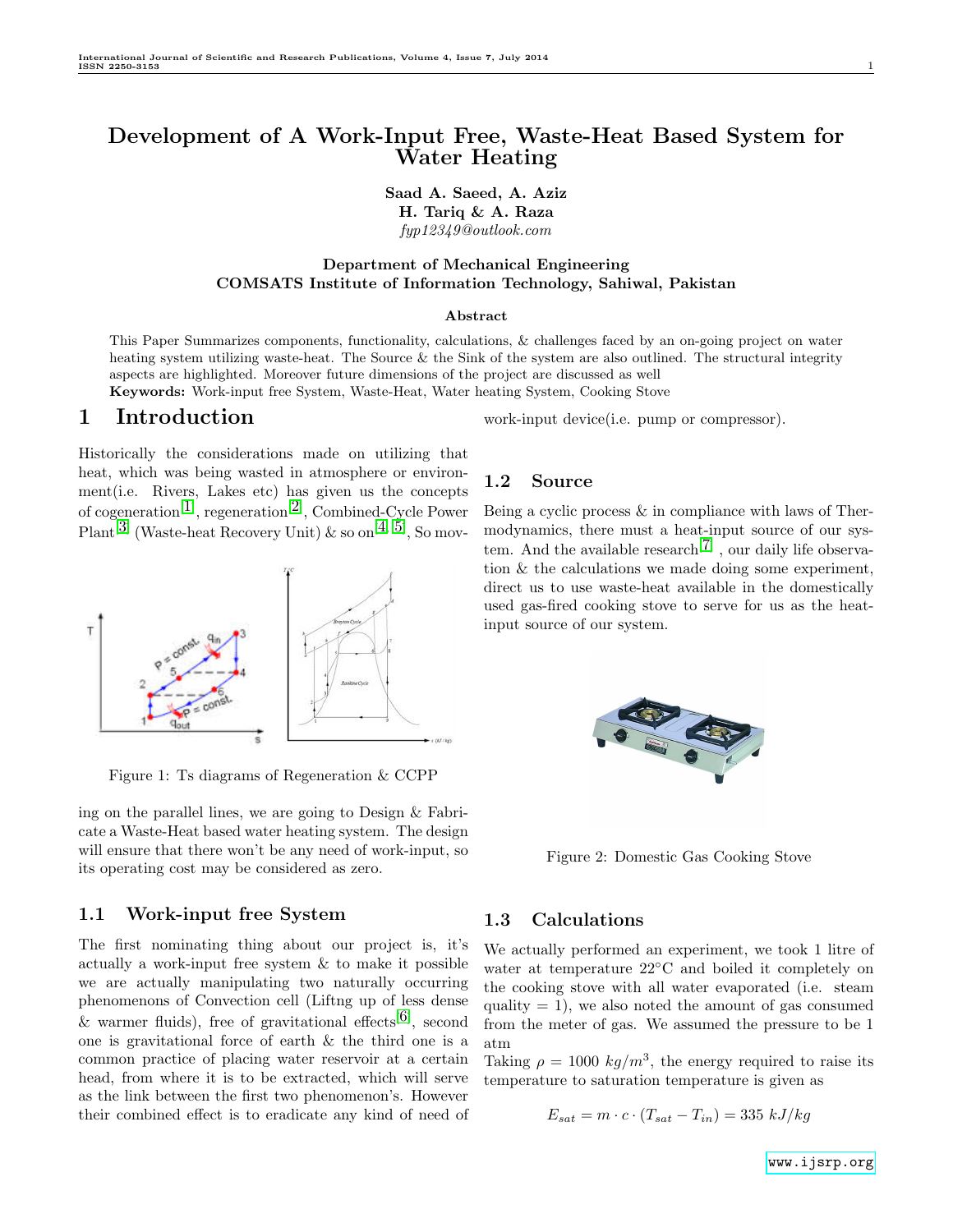# Development of A Work-Input Free, Waste-Heat Based System for Water Heating

**Saad A. Saeed, A. Aziz**
**H. Tariq & A. Raza**
*fyp12349@outlook.com*

**Department of Mechanical Engineering**
**COMSATS Institute of Information Technology, Sahiwal, Pakistan**

### Abstract

This Paper Summarizes components, functionality, calculations, & challenges faced by an on-going project on water heating system utilizing waste-heat. The Source & the Sink of the system are also outlined. The structural integrity aspects are highlighted. Moreover future dimensions of the project are discussed as well

**Keywords:** Work-input free System, Waste-Heat, Water heating System, Cooking Stove

## 1 Introduction

Historically the considerations made on utilizing that heat, which was being wasted in atmosphere or environment(i.e. Rivers, Lakes etc) has given us the concepts of cogeneration [1], regeneration [2], Combined-Cycle Power Plant [3] (Waste-heat Recovery Unit) & so on [4] [5], So moving on the parallel lines, we are going to Design & Fabricate a Waste-Heat based water heating system. The design will ensure that there won't be any need of work-input, so its operating cost may be considered as zero.

Figure 1: Ts diagrams of Regeneration & CCPP

### 1.1 Work-input free System

The first nominating thing about our project is, it's actually a work-input free system & to make it possible we are actually manipulating two naturally occurring phenomenons of Convection cell (Liftng up of less dense & warmer fluids), free of gravitational effects [6], second one is gravitational force of earth & the third one is a common practice of placing water reservoir at a certain head, from where it is to be extracted, which will serve as the link between the first two phenomenon's. However their combined effect is to eradicate any kind of need of work-input device(i.e. pump or compressor).

### 1.2 Source

Being a cyclic process & in compliance with laws of Thermodynamics, there must a heat-input source of our system. And the available research [7] , our daily life observation & the calculations we made doing some experiment, direct us to use waste-heat available in the domestically used gas-fired cooking stove to serve for us as the heat-input source of our system.

Figure 2: Domestic Gas Cooking Stove

### 1.3 Calculations

We actually performed an experiment, we took 1 litre of water at temperature 22°C and boiled it completely on the cooking stove with all water evaporated (i.e. steam quality = 1), we also noted the amount of gas consumed from the meter of gas. We assumed the pressure to be 1 atm

Taking $\rho = 1000\ kg/m^3$, the energy required to raise its temperature to saturation temperature is given as

$$E_{sat} = m \cdot c \cdot (T_{sat} - T_{in}) = 335\ kJ/kg$$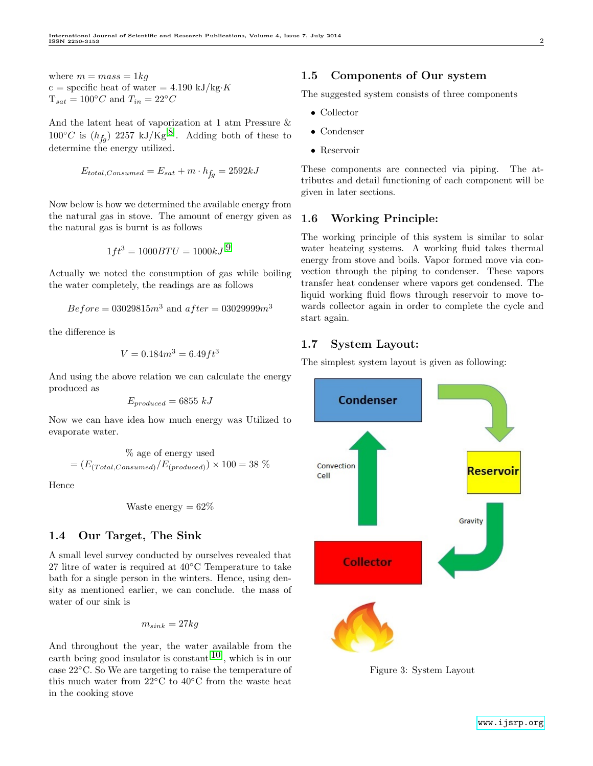where $m = mass = 1kg$
c = specific heat of water = 4.190 kJ/kg$\cdot K$
$T_{sat} = 100°C$ and $T_{in} = 22°C$

And the latent heat of vaporization at 1 atm Pressure & $100°C$ is ($h_{fg}$) 2257 kJ/Kg [8]. Adding both of these to determine the energy utilized.

$$E_{total,Consumed} = E_{sat} + m \cdot h_{fg} = 2592kJ$$

Now below is how we determined the available energy from the natural gas in stove. The amount of energy given as the natural gas is burnt is as follows

$$1ft^3 = 1000BTU = 1000kJ$$ [9]

Actually we noted the consumption of gas while boiling the water completely, the readings are as follows

$$Before = 03029815m^3 \text{ and } after = 03029999m^3$$

the difference is

$$V = 0.184m^3 = 6.49ft^3$$

And using the above relation we can calculate the energy produced as

$$E_{produced} = 6855\ kJ$$

Now we can have idea how much energy was Utilized to evaporate water.

$$\%\text{ age of energy used} = (E_{(Total,Consumed)}/E_{(produced)}) \times 100 = 38\ \%$$

Hence

$$\text{Waste energy} = 62\%$$

## 1.4 Our Target, The Sink

A small level survey conducted by ourselves revealed that 27 litre of water is required at 40°C Temperature to take bath for a single person in the winters. Hence, using density as mentioned earlier, we can conclude. the mass of water of our sink is

$$m_{sink} = 27kg$$

And throughout the year, the water available from the earth being good insulator is constant [10], which is in our case 22°C. So We are targeting to raise the temperature of this much water from 22°C to 40°C from the waste heat in the cooking stove

## 1.5 Components of Our system

The suggested system consists of three components

- Collector
- Condenser
- Reservoir

These components are connected via piping. The attributes and detail functioning of each component will be given in later sections.

## 1.6 Working Principle:

The working principle of this system is similar to solar water heateing systems. A working fluid takes thermal energy from stove and boils. Vapor formed move via convection through the piping to condenser. These vapors transfer heat condenser where vapors get condensed. The liquid working fluid flows through reservoir to move towards collector again in order to complete the cycle and start again.

## 1.7 System Layout:

The simplest system layout is given as following:

Figure 3: System Layout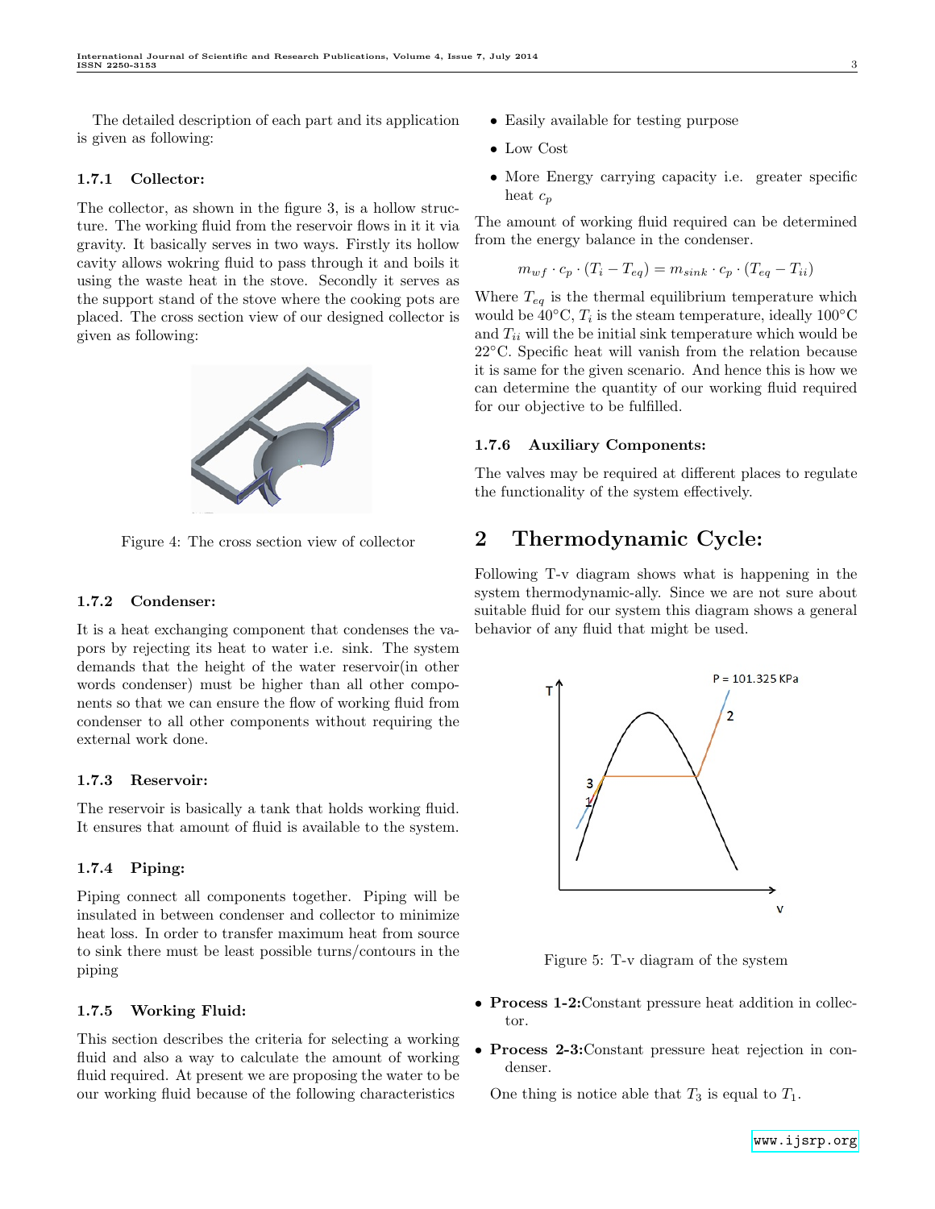The detailed description of each part and its application is given as following:

### 1.7.1 Collector:

The collector, as shown in the figure 3, is a hollow structure. The working fluid from the reservoir flows in it it via gravity. It basically serves in two ways. Firstly its hollow cavity allows wokring fluid to pass through it and boils it using the waste heat in the stove. Secondly it serves as the support stand of the stove where the cooking pots are placed. The cross section view of our designed collector is given as following:

Figure 4: The cross section view of collector

### 1.7.2 Condenser:

It is a heat exchanging component that condenses the vapors by rejecting its heat to water i.e. sink. The system demands that the height of the water reservoir(in other words condenser) must be higher than all other components so that we can ensure the flow of working fluid from condenser to all other components without requiring the external work done.

### 1.7.3 Reservoir:

The reservoir is basically a tank that holds working fluid. It ensures that amount of fluid is available to the system.

### 1.7.4 Piping:

Piping connect all components together. Piping will be insulated in between condenser and collector to minimize heat loss. In order to transfer maximum heat from source to sink there must be least possible turns/contours in the piping

### 1.7.5 Working Fluid:

This section describes the criteria for selecting a working fluid and also a way to calculate the amount of working fluid required. At present we are proposing the water to be our working fluid because of the following characteristics

- Easily available for testing purpose
- Low Cost
- More Energy carrying capacity i.e. greater specific heat $c_p$

The amount of working fluid required can be determined from the energy balance in the condenser.

$$m_{wf} \cdot c_p \cdot (T_i - T_{eq}) = m_{sink} \cdot c_p \cdot (T_{eq} - T_{ii})$$

Where $T_{eq}$ is the thermal equilibrium temperature which would be 40°C, $T_i$ is the steam temperature, ideally 100°C and $T_{ii}$ will the be initial sink temperature which would be 22°C. Specific heat will vanish from the relation because it is same for the given scenario. And hence this is how we can determine the quantity of our working fluid required for our objective to be fulfilled.

### 1.7.6 Auxiliary Components:

The valves may be required at different places to regulate the functionality of the system effectively.

# 2 Thermodynamic Cycle:

Following T-v diagram shows what is happening in the system thermodynamic-ally. Since we are not sure about suitable fluid for our system this diagram shows a general behavior of any fluid that might be used.

Figure 5: T-v diagram of the system

- **Process 1-2:** Constant pressure heat addition in collector.
- **Process 2-3:** Constant pressure heat rejection in condenser.

One thing is notice able that $T_3$ is equal to $T_1$.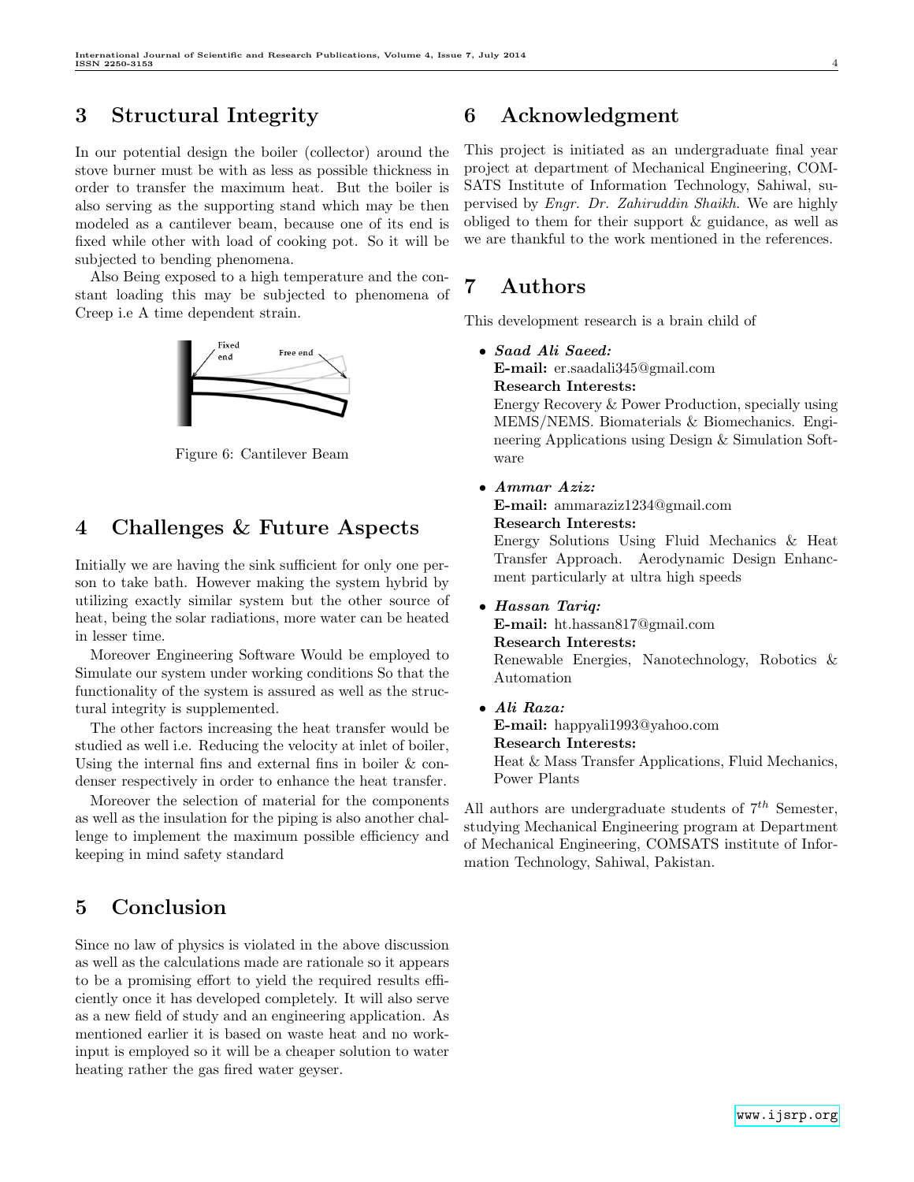## 3 Structural Integrity

In our potential design the boiler (collector) around the stove burner must be with as less as possible thickness in order to transfer the maximum heat. But the boiler is also serving as the supporting stand which may be then modeled as a cantilever beam, because one of its end is fixed while other with load of cooking pot. So it will be subjected to bending phenomena.

Also Being exposed to a high temperature and the constant loading this may be subjected to phenomena of Creep i.e A time dependent strain.

Figure 6: Cantilever Beam

## 4 Challenges & Future Aspects

Initially we are having the sink sufficient for only one person to take bath. However making the system hybrid by utilizing exactly similar system but the other source of heat, being the solar radiations, more water can be heated in lesser time.

Moreover Engineering Software Would be employed to Simulate our system under working conditions So that the functionality of the system is assured as well as the structural integrity is supplemented.

The other factors increasing the heat transfer would be studied as well i.e. Reducing the velocity at inlet of boiler, Using the internal fins and external fins in boiler & condenser respectively in order to enhance the heat transfer.

Moreover the selection of material for the components as well as the insulation for the piping is also another challenge to implement the maximum possible efficiency and keeping in mind safety standard

## 5 Conclusion

Since no law of physics is violated in the above discussion as well as the calculations made are rationale so it appears to be a promising effort to yield the required results efficiently once it has developed completely. It will also serve as a new field of study and an engineering application. As mentioned earlier it is based on waste heat and no work-input is employed so it will be a cheaper solution to water heating rather the gas fired water geyser.

## 6 Acknowledgment

This project is initiated as an undergraduate final year project at department of Mechanical Engineering, COMSATS Institute of Information Technology, Sahiwal, supervised by *Engr. Dr. Zahiruddin Shaikh*. We are highly obliged to them for their support & guidance, as well as we are thankful to the work mentioned in the references.

## 7 Authors

This development research is a brain child of

- ***Saad Ali Saeed:***
  **E-mail:** er.saadali345@gmail.com
  **Research Interests:**
  Energy Recovery & Power Production, specially using MEMS/NEMS. Biomaterials & Biomechanics. Engineering Applications using Design & Simulation Software
- ***Ammar Aziz:***
  **E-mail:** ammaraziz1234@gmail.com
  **Research Interests:**
  Energy Solutions Using Fluid Mechanics & Heat Transfer Approach. Aerodynamic Design Enhancment particularly at ultra high speeds
- ***Hassan Tariq:***
  **E-mail:** ht.hassan817@gmail.com
  **Research Interests:**
  Renewable Energies, Nanotechnology, Robotics & Automation
- ***Ali Raza:***
  **E-mail:** happyali1993@yahoo.com
  **Research Interests:**
  Heat & Mass Transfer Applications, Fluid Mechanics, Power Plants

All authors are undergraduate students of $7^{th}$ Semester, studying Mechanical Engineering program at Department of Mechanical Engineering, COMSATS institute of Information Technology, Sahiwal, Pakistan.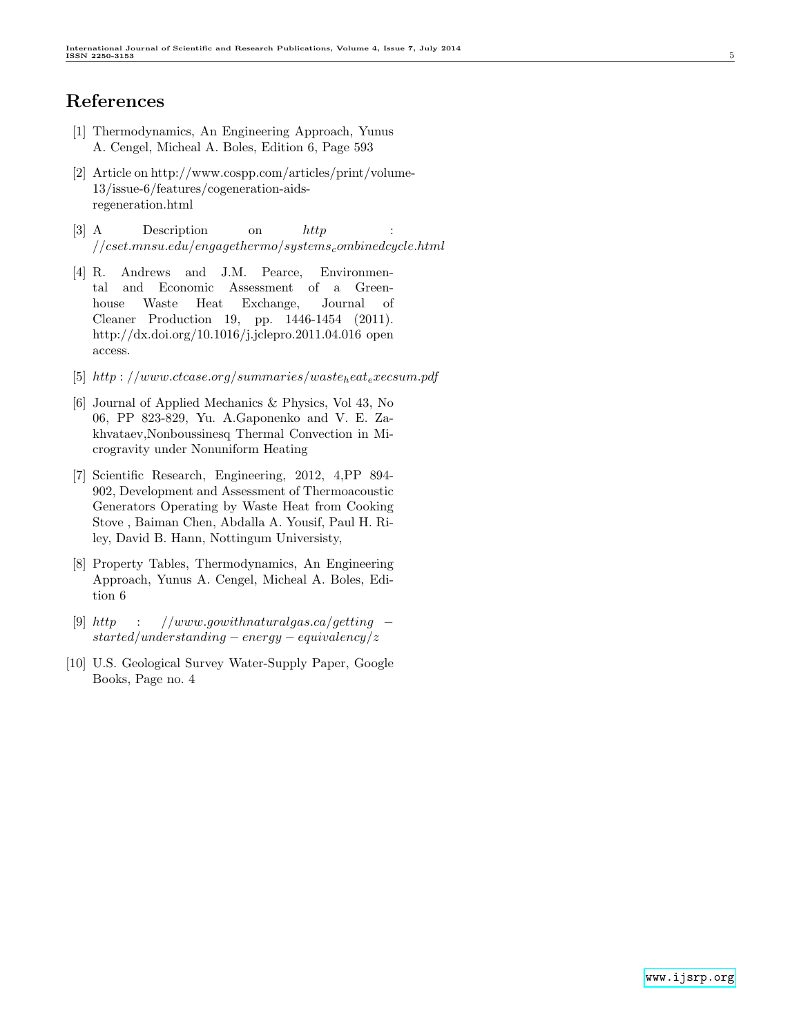# References

[1] Thermodynamics, An Engineering Approach, Yunus A. Cengel, Micheal A. Boles, Edition 6, Page 593

[2] Article on http://www.cospp.com/articles/print/volume-13/issue-6/features/cogeneration-aids-regeneration.html

[3] A Description on http://cset.mnsu.edu/engagethermo/systems_combinedcycle.html

[4] R. Andrews and J.M. Pearce, Environmental and Economic Assessment of a Greenhouse Waste Heat Exchange, Journal of Cleaner Production 19, pp. 1446-1454 (2011). http://dx.doi.org/10.1016/j.jclepro.2011.04.016 open access.

[5] http://www.ctcase.org/summaries/waste_heat_execsum.pdf

[6] Journal of Applied Mechanics & Physics, Vol 43, No 06, PP 823-829, Yu. A.Gaponenko and V. E. Zakhvataev,Nonboussinesq Thermal Convection in Microgravity under Nonuniform Heating

[7] Scientific Research, Engineering, 2012, 4,PP 894-902, Development and Assessment of Thermoacoustic Generators Operating by Waste Heat from Cooking Stove , Baiman Chen, Abdalla A. Yousif, Paul H. Riley, David B. Hann, Nottingum Universisty,

[8] Property Tables, Thermodynamics, An Engineering Approach, Yunus A. Cengel, Micheal A. Boles, Edition 6

[9] http://www.gowithnaturalgas.ca/getting-started/understanding-energy-equivalency/z

[10] U.S. Geological Survey Water-Supply Paper, Google Books, Page no. 4